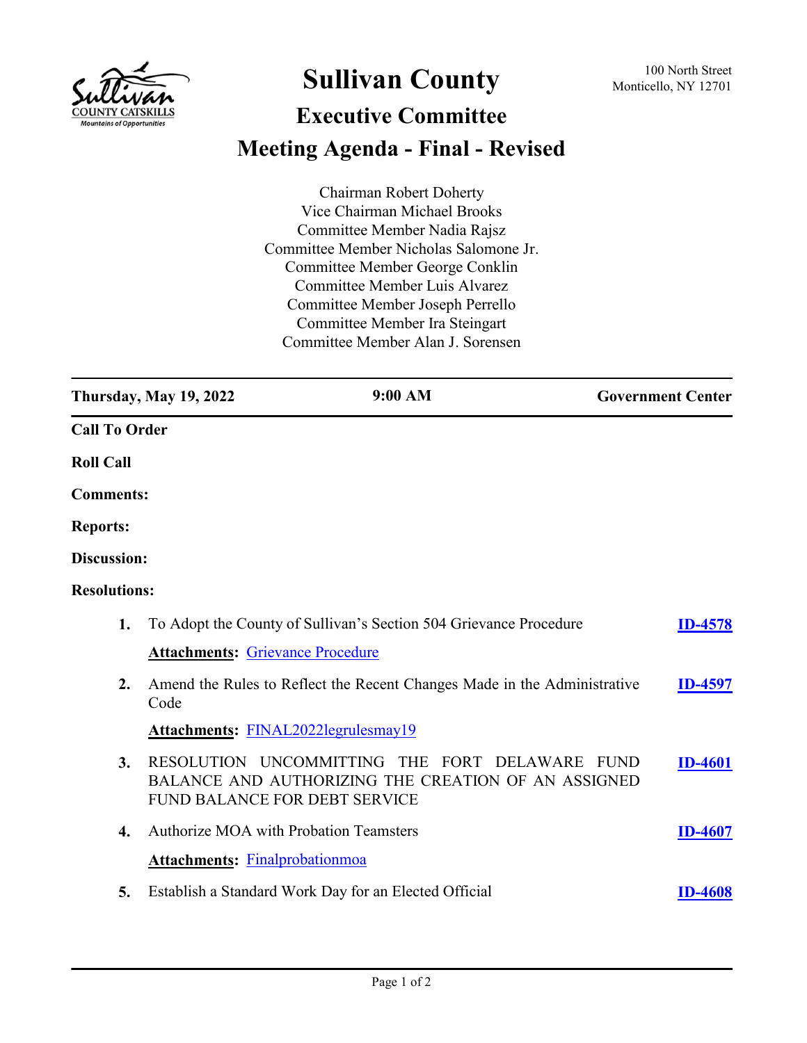# Sullivan County

100 North Street
Monticello, NY 12701

## Executive Committee

## Meeting Agenda - Final - Revised

Chairman Robert Doherty
Vice Chairman Michael Brooks
Committee Member Nadia Rajsz
Committee Member Nicholas Salomone Jr.
Committee Member George Conklin
Committee Member Luis Alvarez
Committee Member Joseph Perrello
Committee Member Ira Steingart
Committee Member Alan J. Sorensen

---

**Thursday, May 19, 2022** | **9:00 AM** | **Government Center**

---

**Call To Order**

**Roll Call**

**Comments:**

**Reports:**

**Discussion:**

**Resolutions:**

1. To Adopt the County of Sullivan's Section 504 Grievance Procedure — **ID-4578**

   **Attachments:** Grievance Procedure

2. Amend the Rules to Reflect the Recent Changes Made in the Administrative Code — **ID-4597**

   **Attachments:** FINAL2022legrulesmay19

3. RESOLUTION UNCOMMITTING THE FORT DELAWARE FUND BALANCE AND AUTHORIZING THE CREATION OF AN ASSIGNED FUND BALANCE FOR DEBT SERVICE — **ID-4601**

4. Authorize MOA with Probation Teamsters — **ID-4607**

   **Attachments:** Finalprobationmoa

5. Establish a Standard Work Day for an Elected Official — **ID-4608**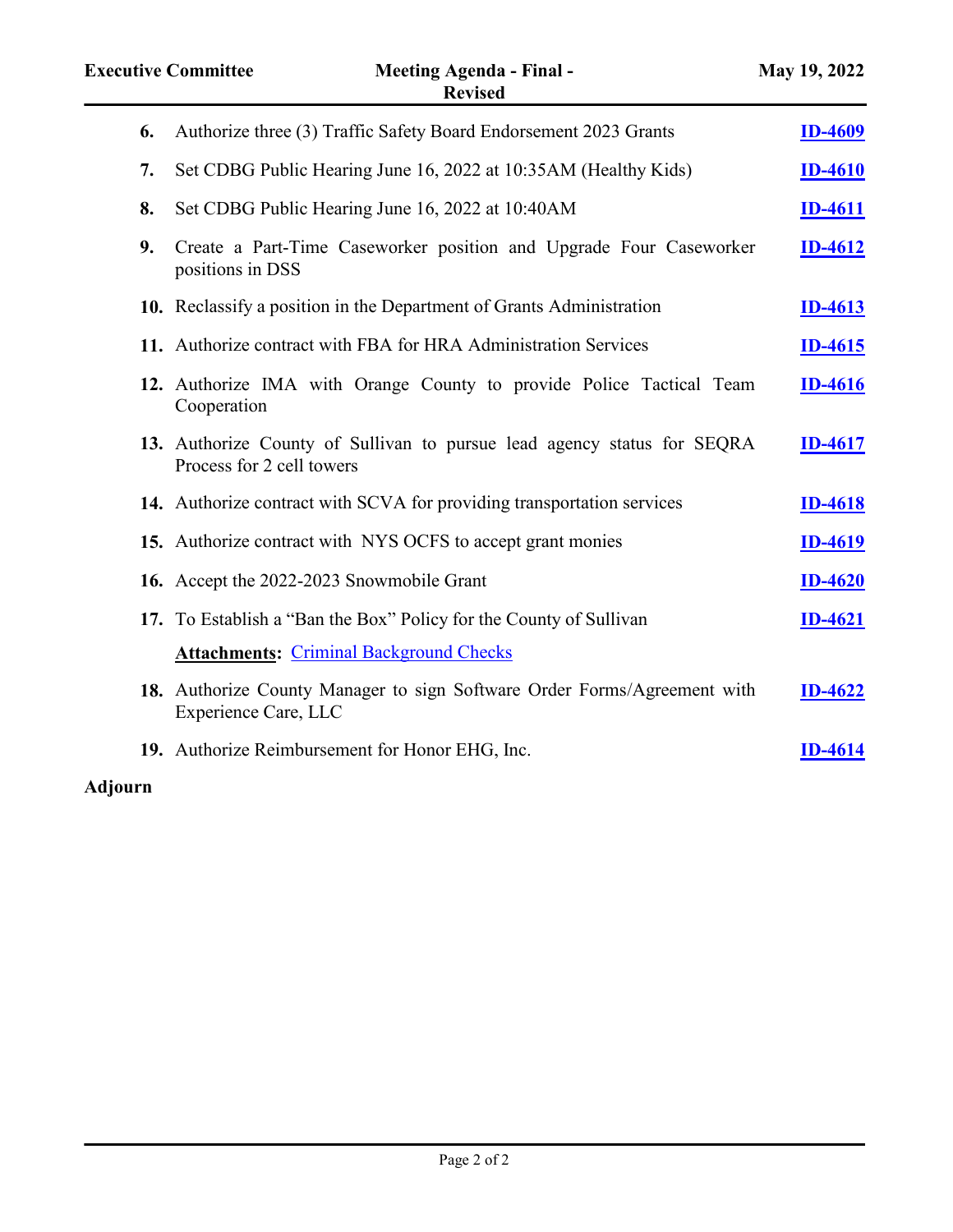| | | |
|---|---|---|
| **6.** | Authorize three (3) Traffic Safety Board Endorsement 2023 Grants | **ID-4609** |
| **7.** | Set CDBG Public Hearing June 16, 2022 at 10:35AM (Healthy Kids) | **ID-4610** |
| **8.** | Set CDBG Public Hearing June 16, 2022 at 10:40AM | **ID-4611** |
| **9.** | Create a Part-Time Caseworker position and Upgrade Four Caseworker positions in DSS | **ID-4612** |
| **10.** | Reclassify a position in the Department of Grants Administration | **ID-4613** |
| **11.** | Authorize contract with FBA for HRA Administration Services | **ID-4615** |
| **12.** | Authorize IMA with Orange County to provide Police Tactical Team Cooperation | **ID-4616** |
| **13.** | Authorize County of Sullivan to pursue lead agency status for SEQRA Process for 2 cell towers | **ID-4617** |
| **14.** | Authorize contract with SCVA for providing transportation services | **ID-4618** |
| **15.** | Authorize contract with NYS OCFS to accept grant monies | **ID-4619** |
| **16.** | Accept the 2022-2023 Snowmobile Grant | **ID-4620** |
| **17.** | To Establish a "Ban the Box" Policy for the County of Sullivan<br>**Attachments:** Criminal Background Checks | **ID-4621** |
| **18.** | Authorize County Manager to sign Software Order Forms/Agreement with Experience Care, LLC | **ID-4622** |
| **19.** | Authorize Reimbursement for Honor EHG, Inc. | **ID-4614** |

**Adjourn**